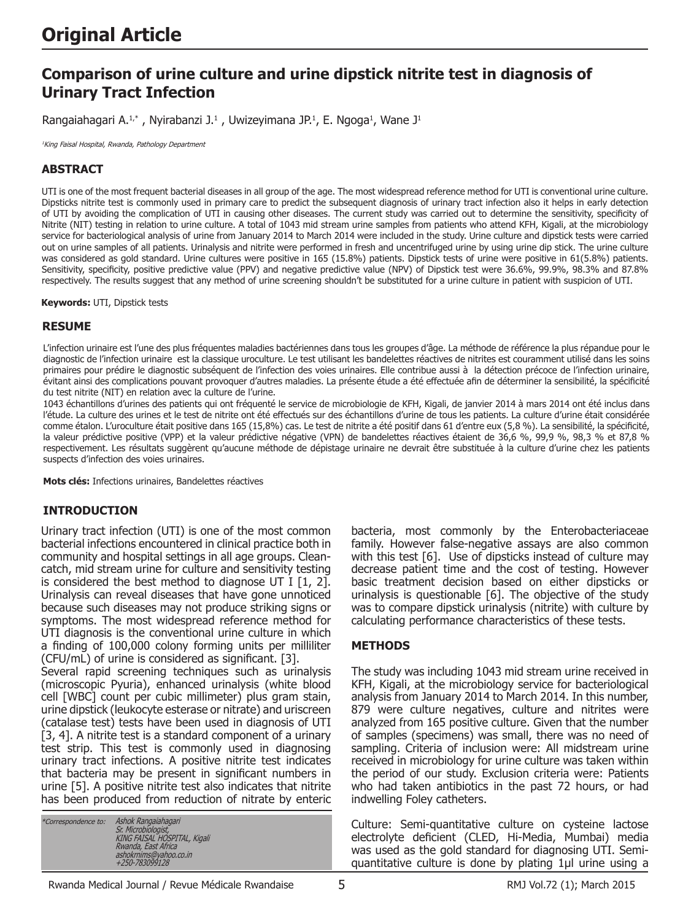# Original Article

## Comparison of urine culture and urine dipstick nitrite test in diagnosis of Urinary Tract Infection

Rangaiahagari A.[1,*] , Nyirabanzi J.[1] , Uwizeyimana JP.[1], E. Ngoga[1], Wane J[1]

[1]King Faisal Hospital, Rwanda, Pathology Department

### ABSTRACT

UTI is one of the most frequent bacterial diseases in all group of the age. The most widespread reference method for UTI is conventional urine culture. Dipsticks nitrite test is commonly used in primary care to predict the subsequent diagnosis of urinary tract infection also it helps in early detection of UTI by avoiding the complication of UTI in causing other diseases. The current study was carried out to determine the sensitivity, specificity of Nitrite (NIT) testing in relation to urine culture. A total of 1043 mid stream urine samples from patients who attend KFH, Kigali, at the microbiology service for bacteriological analysis of urine from January 2014 to March 2014 were included in the study. Urine culture and dipstick tests were carried out on urine samples of all patients. Urinalysis and nitrite were performed in fresh and uncentrifuged urine by using urine dip stick. The urine culture was considered as gold standard. Urine cultures were positive in 165 (15.8%) patients. Dipstick tests of urine were positive in 61(5.8%) patients. Sensitivity, specificity, positive predictive value (PPV) and negative predictive value (NPV) of Dipstick test were 36.6%, 99.9%, 98.3% and 87.8% respectively. The results suggest that any method of urine screening shouldn't be substituted for a urine culture in patient with suspicion of UTI.

**Keywords:** UTI, Dipstick tests

### RESUME

L'infection urinaire est l'une des plus fréquentes maladies bactériennes dans tous les groupes d'âge. La méthode de référence la plus répandue pour le diagnostic de l'infection urinaire est la classique uroculture. Le test utilisant les bandelettes réactives de nitrites est couramment utilisé dans les soins primaires pour prédire le diagnostic subséquent de l'infection des voies urinaires. Elle contribue aussi à la détection précoce de l'infection urinaire, évitant ainsi des complications pouvant provoquer d'autres maladies. La présente étude a été effectuée afin de déterminer la sensibilité, la spécificité du test nitrite (NIT) en relation avec la culture de l'urine.

1043 échantillons d'urines des patients qui ont fréquenté le service de microbiologie de KFH, Kigali, de janvier 2014 à mars 2014 ont été inclus dans l'étude. La culture des urines et le test de nitrite ont été effectués sur des échantillons d'urine de tous les patients. La culture d'urine était considérée comme étalon. L'uroculture était positive dans 165 (15,8%) cas. Le test de nitrite a été positif dans 61 d'entre eux (5,8 %). La sensibilité, la spécificité, la valeur prédictive positive (VPP) et la valeur prédictive négative (VPN) de bandelettes réactives étaient de 36,6 %, 99,9 %, 98,3 % et 87,8 % respectivement. Les résultats suggèrent qu'aucune méthode de dépistage urinaire ne devrait être substituée à la culture d'urine chez les patients suspects d'infection des voies urinaires.

**Mots clés:** Infections urinaires, Bandelettes réactives

### INTRODUCTION

Urinary tract infection (UTI) is one of the most common bacterial infections encountered in clinical practice both in community and hospital settings in all age groups. Clean-catch, mid stream urine for culture and sensitivity testing is considered the best method to diagnose UT I [1, 2]. Urinalysis can reveal diseases that have gone unnoticed because such diseases may not produce striking signs or symptoms. The most widespread reference method for UTI diagnosis is the conventional urine culture in which a finding of 100,000 colony forming units per milliliter (CFU/mL) of urine is considered as significant. [3].

Several rapid screening techniques such as urinalysis (microscopic Pyuria), enhanced urinalysis (white blood cell [WBC] count per cubic millimeter) plus gram stain, urine dipstick (leukocyte esterase or nitrate) and uriscreen (catalase test) tests have been used in diagnosis of UTI [3, 4]. A nitrite test is a standard component of a urinary test strip. This test is commonly used in diagnosing urinary tract infections. A positive nitrite test indicates that bacteria may be present in significant numbers in urine [5]. A positive nitrite test also indicates that nitrite has been produced from reduction of nitrate by enteric bacteria, most commonly by the Enterobacteriaceae family. However false-negative assays are also common with this test [6]. Use of dipsticks instead of culture may decrease patient time and the cost of testing. However basic treatment decision based on either dipsticks or urinalysis is questionable [6]. The objective of the study was to compare dipstick urinalysis (nitrite) with culture by calculating performance characteristics of these tests.

*Correspondence to: Ashok Rangaiahagari
Sr. Microbiologist,
KING FAISAL HOSPITAL, Kigali
Rwanda, East Africa
ashokrnims@yahoo.co.in
+250-783099128

### METHODS

The study was including 1043 mid stream urine received in KFH, Kigali, at the microbiology service for bacteriological analysis from January 2014 to March 2014. In this number, 879 were culture negatives, culture and nitrites were analyzed from 165 positive culture. Given that the number of samples (specimens) was small, there was no need of sampling. Criteria of inclusion were: All midstream urine received in microbiology for urine culture was taken within the period of our study. Exclusion criteria were: Patients who had taken antibiotics in the past 72 hours, or had indwelling Foley catheters.

Culture: Semi-quantitative culture on cysteine lactose electrolyte deficient (CLED, Hi-Media, Mumbai) media was used as the gold standard for diagnosing UTI. Semi-quantitative culture is done by plating 1μl urine using a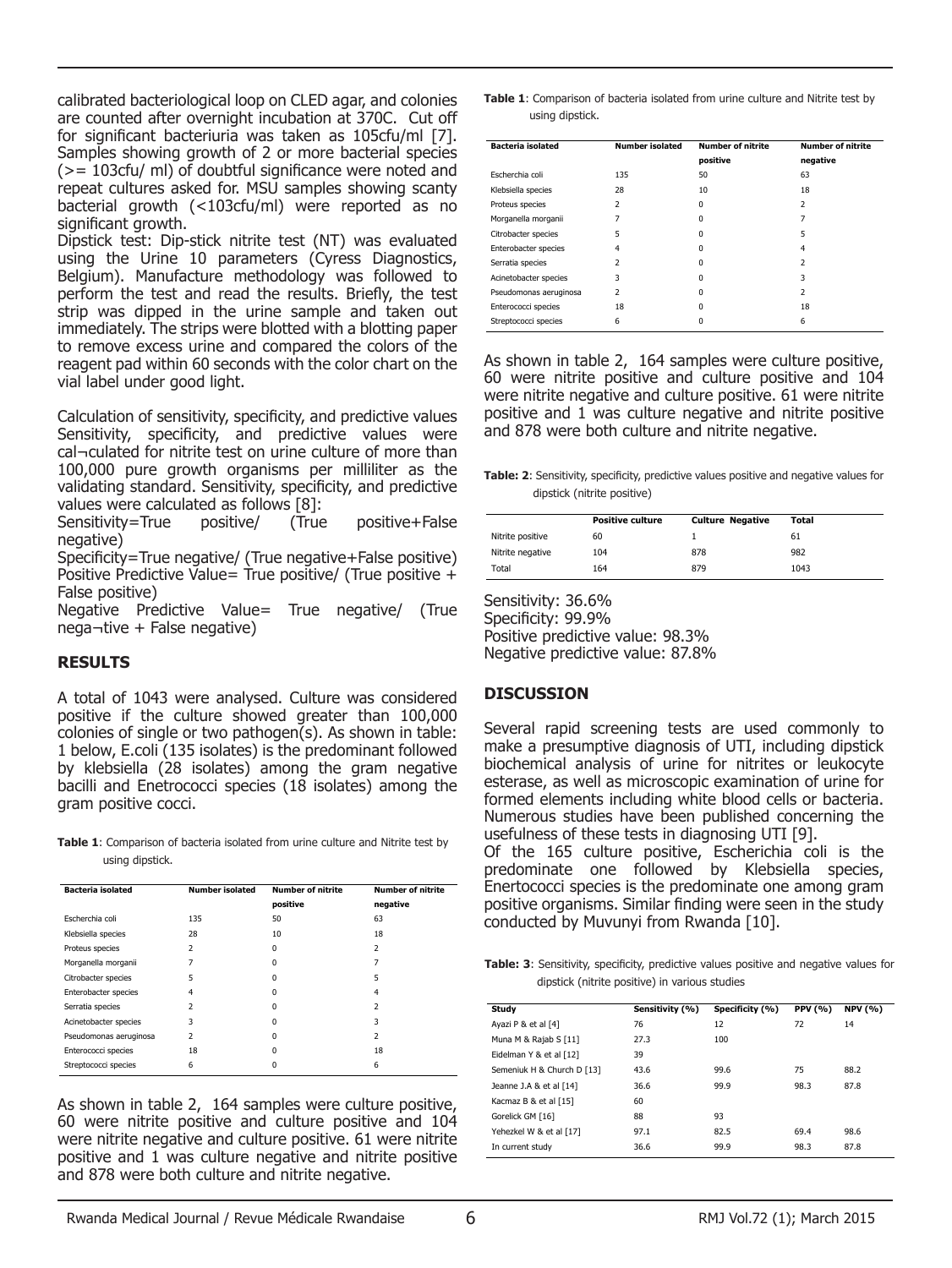calibrated bacteriological loop on CLED agar, and colonies are counted after overnight incubation at 370C. Cut off for significant bacteriuria was taken as 105cfu/ml [7]. Samples showing growth of 2 or more bacterial species (>= 103cfu/ ml) of doubtful significance were noted and repeat cultures asked for. MSU samples showing scanty bacterial growth (<103cfu/ml) were reported as no significant growth.

Dipstick test: Dip-stick nitrite test (NT) was evaluated using the Urine 10 parameters (Cyress Diagnostics, Belgium). Manufacture methodology was followed to perform the test and read the results. Briefly, the test strip was dipped in the urine sample and taken out immediately. The strips were blotted with a blotting paper to remove excess urine and compared the colors of the reagent pad within 60 seconds with the color chart on the vial label under good light.

Calculation of sensitivity, specificity, and predictive values Sensitivity, specificity, and predictive values were cal¬culated for nitrite test on urine culture of more than 100,000 pure growth organisms per milliliter as the validating standard. Sensitivity, specificity, and predictive values were calculated as follows [8]:

Sensitivity=True positive/ (True positive+False negative)

Specificity=True negative/ (True negative+False positive)

Positive Predictive Value= True positive/ (True positive + False positive)

Negative Predictive Value= True negative/ (True nega¬tive + False negative)

## RESULTS

A total of 1043 were analysed. Culture was considered positive if the culture showed greater than 100,000 colonies of single or two pathogen(s). As shown in table: 1 below, E.coli (135 isolates) is the predominant followed by klebsiella (28 isolates) among the gram negative bacilli and Enetrococci species (18 isolates) among the gram positive cocci.

**Table 1**: Comparison of bacteria isolated from urine culture and Nitrite test by using dipstick.

| Bacteria isolated | Number isolated | Number of nitrite positive | Number of nitrite negative |
|---|---|---|---|
| Escherchia coli | 135 | 50 | 63 |
| Klebsiella species | 28 | 10 | 18 |
| Proteus species | 2 | 0 | 2 |
| Morganella morganii | 7 | 0 | 7 |
| Citrobacter species | 5 | 0 | 5 |
| Enterobacter species | 4 | 0 | 4 |
| Serratia species | 2 | 0 | 2 |
| Acinetobacter species | 3 | 0 | 3 |
| Pseudomonas aeruginosa | 2 | 0 | 2 |
| Enterococci species | 18 | 0 | 18 |
| Streptococci species | 6 | 0 | 6 |

As shown in table 2, 164 samples were culture positive, 60 were nitrite positive and culture positive and 104 were nitrite negative and culture positive. 61 were nitrite positive and 1 was culture negative and nitrite positive and 878 were both culture and nitrite negative.

**Table 1**: Comparison of bacteria isolated from urine culture and Nitrite test by using dipstick.

| Bacteria isolated | Number isolated | Number of nitrite positive | Number of nitrite negative |
|---|---|---|---|
| Escherchia coli | 135 | 50 | 63 |
| Klebsiella species | 28 | 10 | 18 |
| Proteus species | 2 | 0 | 2 |
| Morganella morganii | 7 | 0 | 7 |
| Citrobacter species | 5 | 0 | 5 |
| Enterobacter species | 4 | 0 | 4 |
| Serratia species | 2 | 0 | 2 |
| Acinetobacter species | 3 | 0 | 3 |
| Pseudomonas aeruginosa | 2 | 0 | 2 |
| Enterococci species | 18 | 0 | 18 |
| Streptococci species | 6 | 0 | 6 |

As shown in table 2, 164 samples were culture positive, 60 were nitrite positive and culture positive and 104 were nitrite negative and culture positive. 61 were nitrite positive and 1 was culture negative and nitrite positive and 878 were both culture and nitrite negative.

**Table: 2**: Sensitivity, specificity, predictive values positive and negative values for dipstick (nitrite positive)

| | Positive culture | Culture Negative | Total |
|---|---|---|---|
| Nitrite positive | 60 | 1 | 61 |
| Nitrite negative | 104 | 878 | 982 |
| Total | 164 | 879 | 1043 |

Sensitivity: 36.6%
Specificity: 99.9%
Positive predictive value: 98.3%
Negative predictive value: 87.8%

## DISCUSSION

Several rapid screening tests are used commonly to make a presumptive diagnosis of UTI, including dipstick biochemical analysis of urine for nitrites or leukocyte esterase, as well as microscopic examination of urine for formed elements including white blood cells or bacteria. Numerous studies have been published concerning the usefulness of these tests in diagnosing UTI [9].

Of the 165 culture positive, Escherichia coli is the predominate one followed by Klebsiella species, Enertococci species is the predominate one among gram positive organisms. Similar finding were seen in the study conducted by Muvunyi from Rwanda [10].

**Table: 3**: Sensitivity, specificity, predictive values positive and negative values for dipstick (nitrite positive) in various studies

| Study | Sensitivity (%) | Specificity (%) | PPV (%) | NPV (%) |
|---|---|---|---|---|
| Ayazi P & et al [4] | 76 | 12 | 72 | 14 |
| Muna M & Rajab S [11] | 27.3 | 100 | | |
| Eidelman Y & et al [12] | 39 | | | |
| Semeniuk H & Church D [13] | 43.6 | 99.6 | 75 | 88.2 |
| Jeanne J.A & et al [14] | 36.6 | 99.9 | 98.3 | 87.8 |
| Kacmaz B & et al [15] | 60 | | | |
| Gorelick GM [16] | 88 | 93 | | |
| Yehezkel W & et al [17] | 97.1 | 82.5 | 69.4 | 98.6 |
| In current study | 36.6 | 99.9 | 98.3 | 87.8 |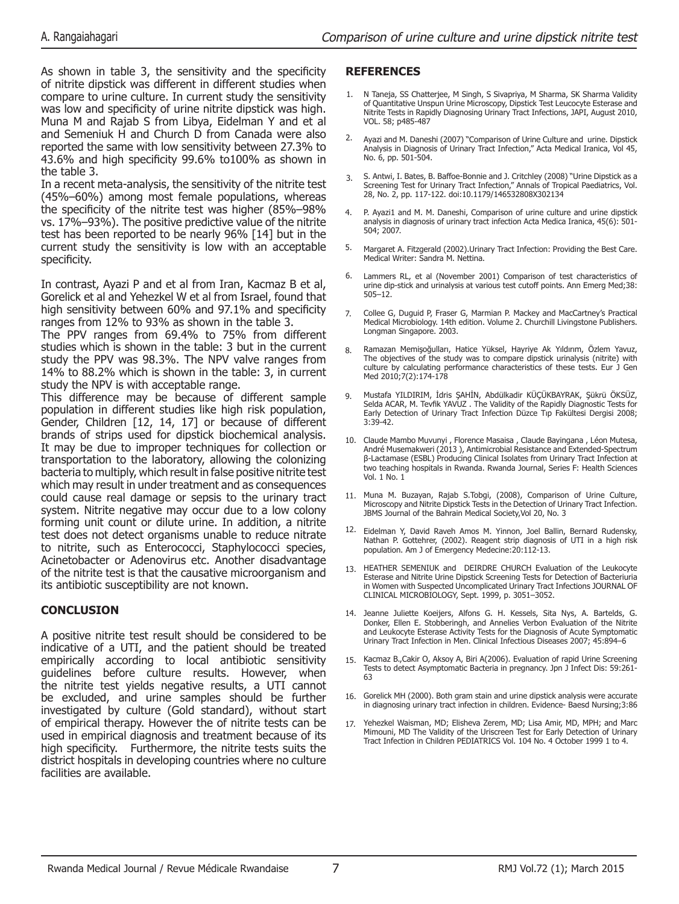As shown in table 3, the sensitivity and the specificity of nitrite dipstick was different in different studies when compare to urine culture. In current study the sensitivity was low and specificity of urine nitrite dipstick was high. Muna M and Rajab S from Libya, Eidelman Y and et al and Semeniuk H and Church D from Canada were also reported the same with low sensitivity between 27.3% to 43.6% and high specificity 99.6% to100% as shown in the table 3.

In a recent meta-analysis, the sensitivity of the nitrite test (45%–60%) among most female populations, whereas the specificity of the nitrite test was higher (85%–98% vs. 17%–93%). The positive predictive value of the nitrite test has been reported to be nearly 96% [14] but in the current study the sensitivity is low with an acceptable specificity.

In contrast, Ayazi P and et al from Iran, Kacmaz B et al, Gorelick et al and Yehezkel W et al from Israel, found that high sensitivity between 60% and 97.1% and specificity ranges from 12% to 93% as shown in the table 3.

The PPV ranges from 69.4% to 75% from different studies which is shown in the table: 3 but in the current study the PPV was 98.3%. The NPV valve ranges from 14% to 88.2% which is shown in the table: 3, in current study the NPV is with acceptable range.

This difference may be because of different sample population in different studies like high risk population, Gender, Children [12, 14, 17] or because of different brands of strips used for dipstick biochemical analysis. It may be due to improper techniques for collection or transportation to the laboratory, allowing the colonizing bacteria to multiply, which result in false positive nitrite test which may result in under treatment and as consequences could cause real damage or sepsis to the urinary tract system. Nitrite negative may occur due to a low colony forming unit count or dilute urine. In addition, a nitrite test does not detect organisms unable to reduce nitrate to nitrite, such as Enterococci, Staphylococci species, Acinetobacter or Adenovirus etc. Another disadvantage of the nitrite test is that the causative microorganism and its antibiotic susceptibility are not known.

## CONCLUSION

A positive nitrite test result should be considered to be indicative of a UTI, and the patient should be treated empirically according to local antibiotic sensitivity guidelines before culture results. However, when the nitrite test yields negative results, a UTI cannot be excluded, and urine samples should be further investigated by culture (Gold standard), without start of empirical therapy. However the of nitrite tests can be used in empirical diagnosis and treatment because of its high specificity. Furthermore, the nitrite tests suits the district hospitals in developing countries where no culture facilities are available.

## REFERENCES

1. N Taneja, SS Chatterjee, M Singh, S Sivapriya, M Sharma, SK Sharma Validity of Quantitative Unspun Urine Microscopy, Dipstick Test Leucocyte Esterase and Nitrite Tests in Rapidly Diagnosing Urinary Tract Infections, JAPI, August 2010, VOL. 58; p485-487
2. Ayazi and M. Daneshi (2007) "Comparison of Urine Culture and urine. Dipstick Analysis in Diagnosis of Urinary Tract Infection," Acta Medical Iranica, Vol 45, No. 6, pp. 501-504.
3. S. Antwi, I. Bates, B. Baffoe-Bonnie and J. Critchley (2008) "Urine Dipstick as a Screening Test for Urinary Tract Infection," Annals of Tropical Paediatrics, Vol. 28, No. 2, pp. 117-122. doi:10.1179/146532808X302134
4. P. Ayazi1 and M. M. Daneshi, Comparison of urine culture and urine dipstick analysis in diagnosis of urinary tract infection Acta Medica Iranica, 45(6): 501-504; 2007.
5. Margaret A. Fitzgerald (2002).Urinary Tract Infection: Providing the Best Care. Medical Writer: Sandra M. Nettina.
6. Lammers RL, et al (November 2001) Comparison of test characteristics of urine dip-stick and urinalysis at various test cutoff points. Ann Emerg Med;38: 505–12.
7. Collee G, Duguid P, Fraser G, Marmian P. Mackey and MacCartney's Practical Medical Microbiology. 14th edition. Volume 2. Churchill Livingstone Publishers. Longman Singapore. 2003.
8. Ramazan Memişoğulları, Hatice Yüksel, Hayriye Ak Yıldırım, Özlem Yavuz, The objectives of the study was to compare dipstick urinalysis (nitrite) with culture by calculating performance characteristics of these tests. Eur J Gen Med 2010;7(2):174-178
9. Mustafa YILDIRIM, İdris ŞAHİN, Abdülkadir KÜÇÜKBAYRAK, Şükrü ÖKSÜZ, Selda ACAR, M. Tevfik YAVUZ . The Validity of the Rapidly Diagnostic Tests for Early Detection of Urinary Tract Infection Düzce Tıp Fakültesi Dergisi 2008; 3:39-42.
10. Claude Mambo Muvunyi , Florence Masaisa , Claude Bayingana , Léon Mutesa, André Musemakweri (2013 ), Antimicrobial Resistance and Extended-Spectrum β-Lactamase (ESBL) Producing Clinical Isolates from Urinary Tract Infection at two teaching hospitals in Rwanda. Rwanda Journal, Series F: Health Sciences Vol. 1 No. 1
11. Muna M. Buzayan, Rajab S.Tobgi, (2008), Comparison of Urine Culture, Microscopy and Nitrite Dipstick Tests in the Detection of Urinary Tract Infection. JBMS Journal of the Bahrain Medical Society,Vol 20, No. 3
12. Eidelman Y, David Raveh Amos M. Yinnon, Joel Ballin, Bernard Rudensky, Nathan P. Gottehrer, (2002). Reagent strip diagnosis of UTI in a high risk population. Am J of Emergency Medecine:20:112-13.
13. HEATHER SEMENIUK and DEIRDRE CHURCH Evaluation of the Leukocyte Esterase and Nitrite Urine Dipstick Screening Tests for Detection of Bacteriuria in Women with Suspected Uncomplicated Urinary Tract Infections JOURNAL OF CLINICAL MICROBIOLOGY, Sept. 1999, p. 3051–3052.
14. Jeanne Juliette Koeijers, Alfons G. H. Kessels, Sita Nys, A. Bartelds, G. Donker, Ellen E. Stobberingh, and Annelies Verbon Evaluation of the Nitrite and Leukocyte Esterase Activity Tests for the Diagnosis of Acute Symptomatic Urinary Tract Infection in Men. Clinical Infectious Diseases 2007; 45:894–6
15. Kacmaz B.,Cakir O, Aksoy A, Biri A(2006). Evaluation of rapid Urine Screening Tests to detect Asymptomatic Bacteria in pregnancy. Jpn J Infect Dis: 59:261-63
16. Gorelick MH (2000). Both gram stain and urine dipstick analysis were accurate in diagnosing urinary tract infection in children. Evidence- Baesd Nursing;3:86
17. Yehezkel Waisman, MD; Elisheva Zerem, MD; Lisa Amir, MD, MPH; and Marc Mimouni, MD The Validity of the Uriscreen Test for Early Detection of Urinary Tract Infection in Children PEDIATRICS Vol. 104 No. 4 October 1999 1 to 4.